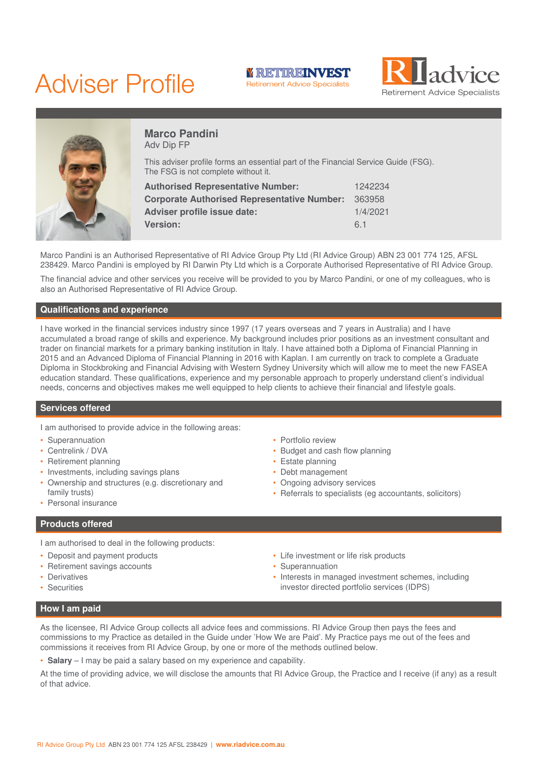# Adviser Profile

RETIREINVEST Retirement Advice Specialists

RI advice Retirement Advice Specialists

## Marco Pandini

Adv Dip FP

This adviser profile forms an essential part of the Financial Service Guide (FSG). The FSG is not complete without it.

| | |
|---|---|
| **Authorised Representative Number:** | 1242234 |
| **Corporate Authorised Representative Number:** | 363958 |
| **Adviser profile issue date:** | 1/4/2021 |
| **Version:** | 6.1 |

Marco Pandini is an Authorised Representative of RI Advice Group Pty Ltd (RI Advice Group) ABN 23 001 774 125, AFSL 238429. Marco Pandini is employed by RI Darwin Pty Ltd which is a Corporate Authorised Representative of RI Advice Group.

The financial advice and other services you receive will be provided to you by Marco Pandini, or one of my colleagues, who is also an Authorised Representative of RI Advice Group.

## Qualifications and experience

I have worked in the financial services industry since 1997 (17 years overseas and 7 years in Australia) and I have accumulated a broad range of skills and experience. My background includes prior positions as an investment consultant and trader on financial markets for a primary banking institution in Italy. I have attained both a Diploma of Financial Planning in 2015 and an Advanced Diploma of Financial Planning in 2016 with Kaplan. I am currently on track to complete a Graduate Diploma in Stockbroking and Financial Advising with Western Sydney University which will allow me to meet the new FASEA education standard. These qualifications, experience and my personable approach to properly understand client's individual needs, concerns and objectives makes me well equipped to help clients to achieve their financial and lifestyle goals.

## Services offered

I am authorised to provide advice in the following areas:

- Superannuation
- Centrelink / DVA
- Retirement planning
- Investments, including savings plans
- Ownership and structures (e.g. discretionary and family trusts)
- Personal insurance
- Portfolio review
- Budget and cash flow planning
- Estate planning
- Debt management
- Ongoing advisory services
- Referrals to specialists (eg accountants, solicitors)

## Products offered

I am authorised to deal in the following products:

- Deposit and payment products
- Retirement savings accounts
- Derivatives
- Securities
- Life investment or life risk products
- Superannuation
- Interests in managed investment schemes, including investor directed portfolio services (IDPS)

## How I am paid

As the licensee, RI Advice Group collects all advice fees and commissions. RI Advice Group then pays the fees and commissions to my Practice as detailed in the Guide under 'How We are Paid'. My Practice pays me out of the fees and commissions it receives from RI Advice Group, by one or more of the methods outlined below.

- **Salary** – I may be paid a salary based on my experience and capability.

At the time of providing advice, we will disclose the amounts that RI Advice Group, the Practice and I receive (if any) as a result of that advice.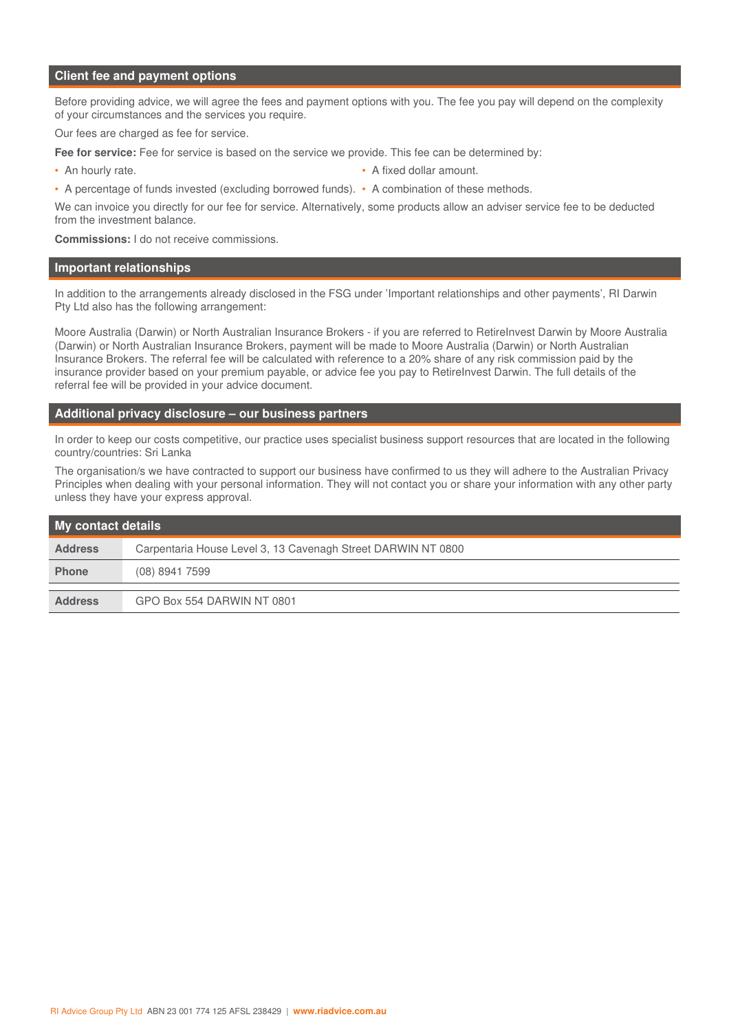## Client fee and payment options

Before providing advice, we will agree the fees and payment options with you. The fee you pay will depend on the complexity of your circumstances and the services you require.

Our fees are charged as fee for service.

**Fee for service:** Fee for service is based on the service we provide. This fee can be determined by:

- An hourly rate.
- A fixed dollar amount.
- A percentage of funds invested (excluding borrowed funds).
- A combination of these methods.

We can invoice you directly for our fee for service. Alternatively, some products allow an adviser service fee to be deducted from the investment balance.

**Commissions:** I do not receive commissions.

## Important relationships

In addition to the arrangements already disclosed in the FSG under 'Important relationships and other payments', RI Darwin Pty Ltd also has the following arrangement:

Moore Australia (Darwin) or North Australian Insurance Brokers - if you are referred to RetireInvest Darwin by Moore Australia (Darwin) or North Australian Insurance Brokers, payment will be made to Moore Australia (Darwin) or North Australian Insurance Brokers. The referral fee will be calculated with reference to a 20% share of any risk commission paid by the insurance provider based on your premium payable, or advice fee you pay to RetireInvest Darwin. The full details of the referral fee will be provided in your advice document.

## Additional privacy disclosure – our business partners

In order to keep our costs competitive, our practice uses specialist business support resources that are located in the following country/countries: Sri Lanka

The organisation/s we have contracted to support our business have confirmed to us they will adhere to the Australian Privacy Principles when dealing with your personal information. They will not contact you or share your information with any other party unless they have your express approval.

## My contact details

| | |
|---|---|
| **Address** | Carpentaria House Level 3, 13 Cavenagh Street DARWIN NT 0800 |
| **Phone** | (08) 8941 7599 |
| **Address** | GPO Box 554 DARWIN NT 0801 |